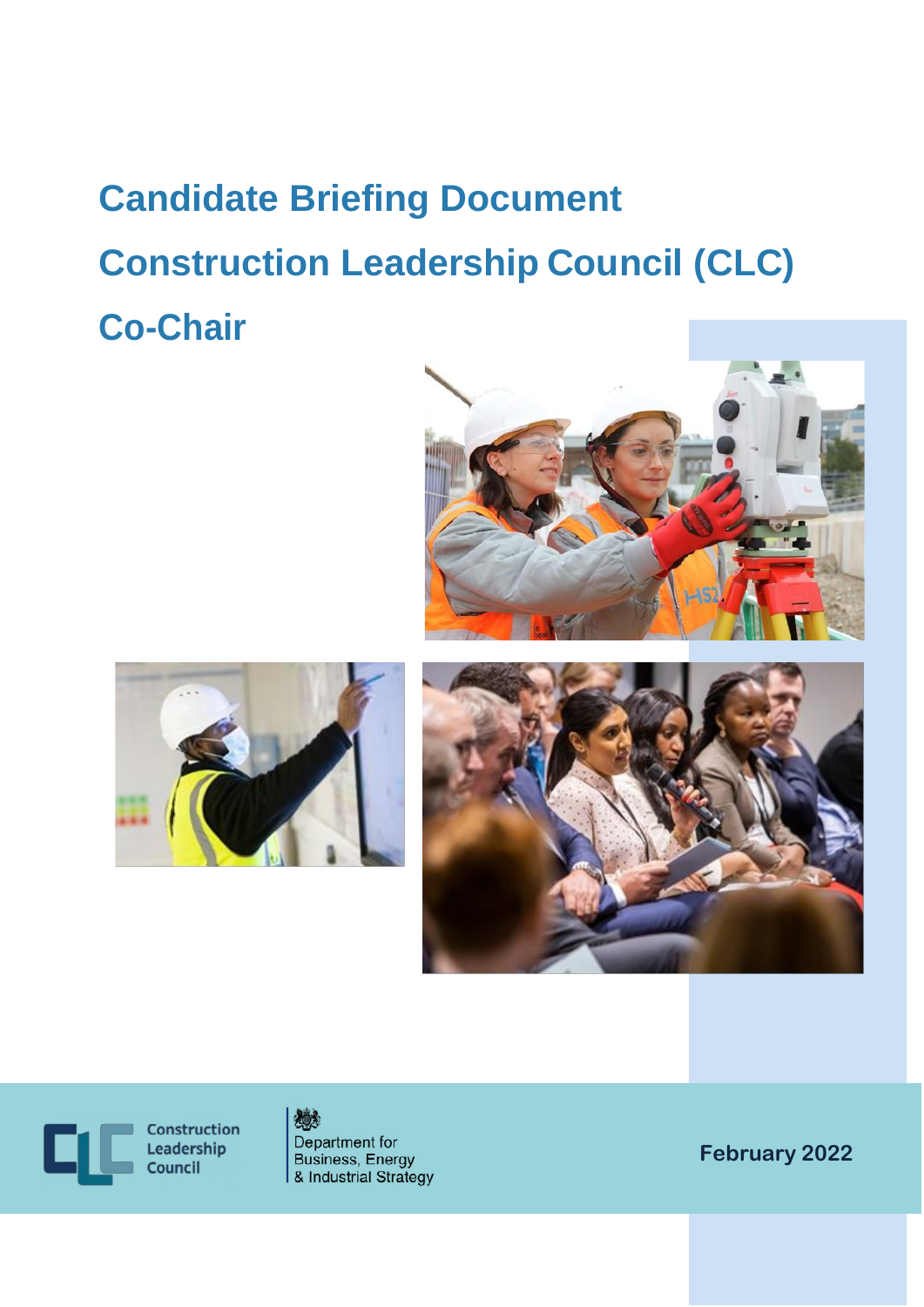# Candidate Briefing Document

# Construction Leadership Council (CLC)

# Co-Chair

Construction Leadership Council

Department for Business, Energy & Industrial Strategy

**February 2022**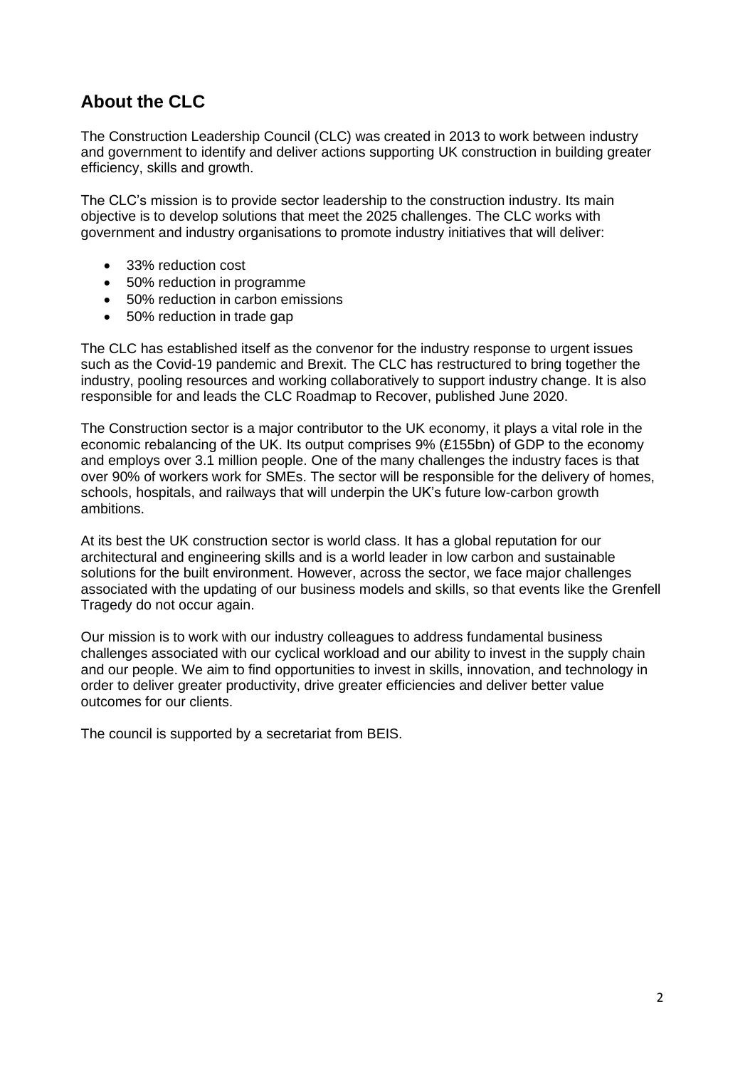## About the CLC

The Construction Leadership Council (CLC) was created in 2013 to work between industry and government to identify and deliver actions supporting UK construction in building greater efficiency, skills and growth.

The CLC's mission is to provide sector leadership to the construction industry. Its main objective is to develop solutions that meet the 2025 challenges. The CLC works with government and industry organisations to promote industry initiatives that will deliver:

- 33% reduction cost
- 50% reduction in programme
- 50% reduction in carbon emissions
- 50% reduction in trade gap

The CLC has established itself as the convenor for the industry response to urgent issues such as the Covid-19 pandemic and Brexit. The CLC has restructured to bring together the industry, pooling resources and working collaboratively to support industry change. It is also responsible for and leads the CLC Roadmap to Recover, published June 2020.

The Construction sector is a major contributor to the UK economy, it plays a vital role in the economic rebalancing of the UK. Its output comprises 9% (£155bn) of GDP to the economy and employs over 3.1 million people. One of the many challenges the industry faces is that over 90% of workers work for SMEs. The sector will be responsible for the delivery of homes, schools, hospitals, and railways that will underpin the UK's future low-carbon growth ambitions.

At its best the UK construction sector is world class. It has a global reputation for our architectural and engineering skills and is a world leader in low carbon and sustainable solutions for the built environment. However, across the sector, we face major challenges associated with the updating of our business models and skills, so that events like the Grenfell Tragedy do not occur again.

Our mission is to work with our industry colleagues to address fundamental business challenges associated with our cyclical workload and our ability to invest in the supply chain and our people. We aim to find opportunities to invest in skills, innovation, and technology in order to deliver greater productivity, drive greater efficiencies and deliver better value outcomes for our clients.

The council is supported by a secretariat from BEIS.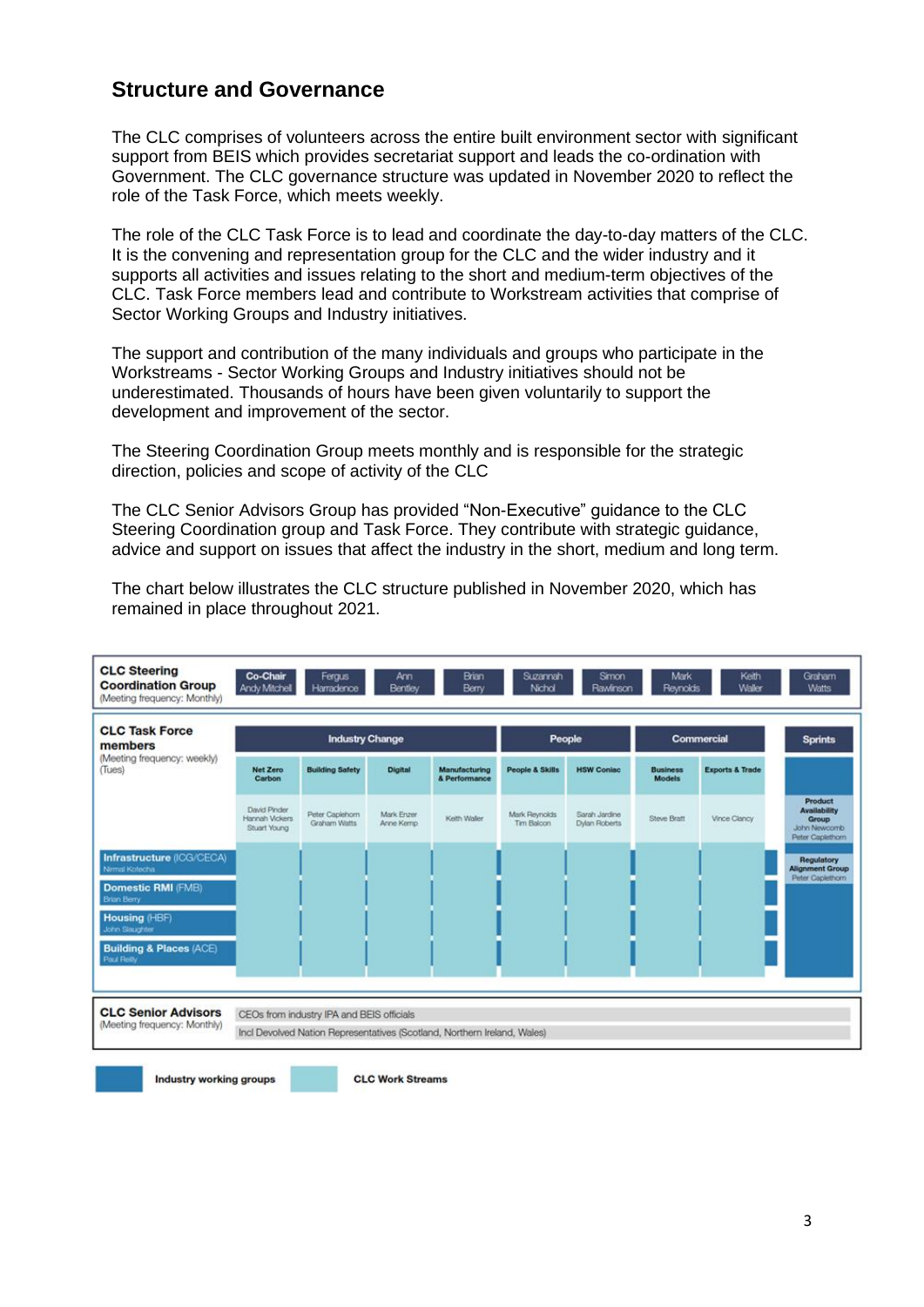## Structure and Governance

The CLC comprises of volunteers across the entire built environment sector with significant support from BEIS which provides secretariat support and leads the co-ordination with Government. The CLC governance structure was updated in November 2020 to reflect the role of the Task Force, which meets weekly.

The role of the CLC Task Force is to lead and coordinate the day-to-day matters of the CLC. It is the convening and representation group for the CLC and the wider industry and it supports all activities and issues relating to the short and medium-term objectives of the CLC. Task Force members lead and contribute to Workstream activities that comprise of Sector Working Groups and Industry initiatives.

The support and contribution of the many individuals and groups who participate in the Workstreams - Sector Working Groups and Industry initiatives should not be underestimated. Thousands of hours have been given voluntarily to support the development and improvement of the sector.

The Steering Coordination Group meets monthly and is responsible for the strategic direction, policies and scope of activity of the CLC

The CLC Senior Advisors Group has provided "Non-Executive" guidance to the CLC Steering Coordination group and Task Force. They contribute with strategic guidance, advice and support on issues that affect the industry in the short, medium and long term.

The chart below illustrates the CLC structure published in November 2020, which has remained in place throughout 2021.

**CLC Steering Coordination Group** (Meeting frequency: Monthly)

| Co-Chair Andy Mitchell | Fergus Harradence | Ann Bentley | Brian Berry | Suzannah Nichol | Simon Rawlinson | Mark Reynolds | Keith Waller | Graham Watts |
|---|---|---|---|---|---|---|---|---|

**CLC Task Force members** (Meeting frequency: weekly) (Tues)

| Industry Change | | | | People | | Commercial | | Sprints |
|---|---|---|---|---|---|---|---|---|
| Net Zero Carbon | Building Safety | Digital | Manufacturing & Performance | People & Skills | HSW Coniac | Business Models | Exports & Trade | |
| David Pinder, Hannah Vickers, Stuart Young | Peter Caplehorn, Graham Watts | Mark Enzer, Anne Kemp | Keith Waller | Mark Reynolds, Tim Balcon | Sarah Jardine, Dylan Roberts | Steve Bratt | Vince Clancy | Product Availability Group – John Newcomb, Peter Caplehorn; Regulatory Alignment Group – Peter Caplehorn |

Industry working groups:
- Infrastructure (ICG/CECA) – Nirmal Kotecha
- Domestic RMI (FMB) – Brian Berry
- Housing (HBF) – John Slaughter
- Building & Places (ACE) – Paul Reilly

**CLC Senior Advisors** (Meeting frequency: Monthly)
- CEOs from industry IPA and BEIS officials
- Incl Devolved Nation Representatives (Scotland, Northern Ireland, Wales)

Key: Industry working groups | CLC Work Streams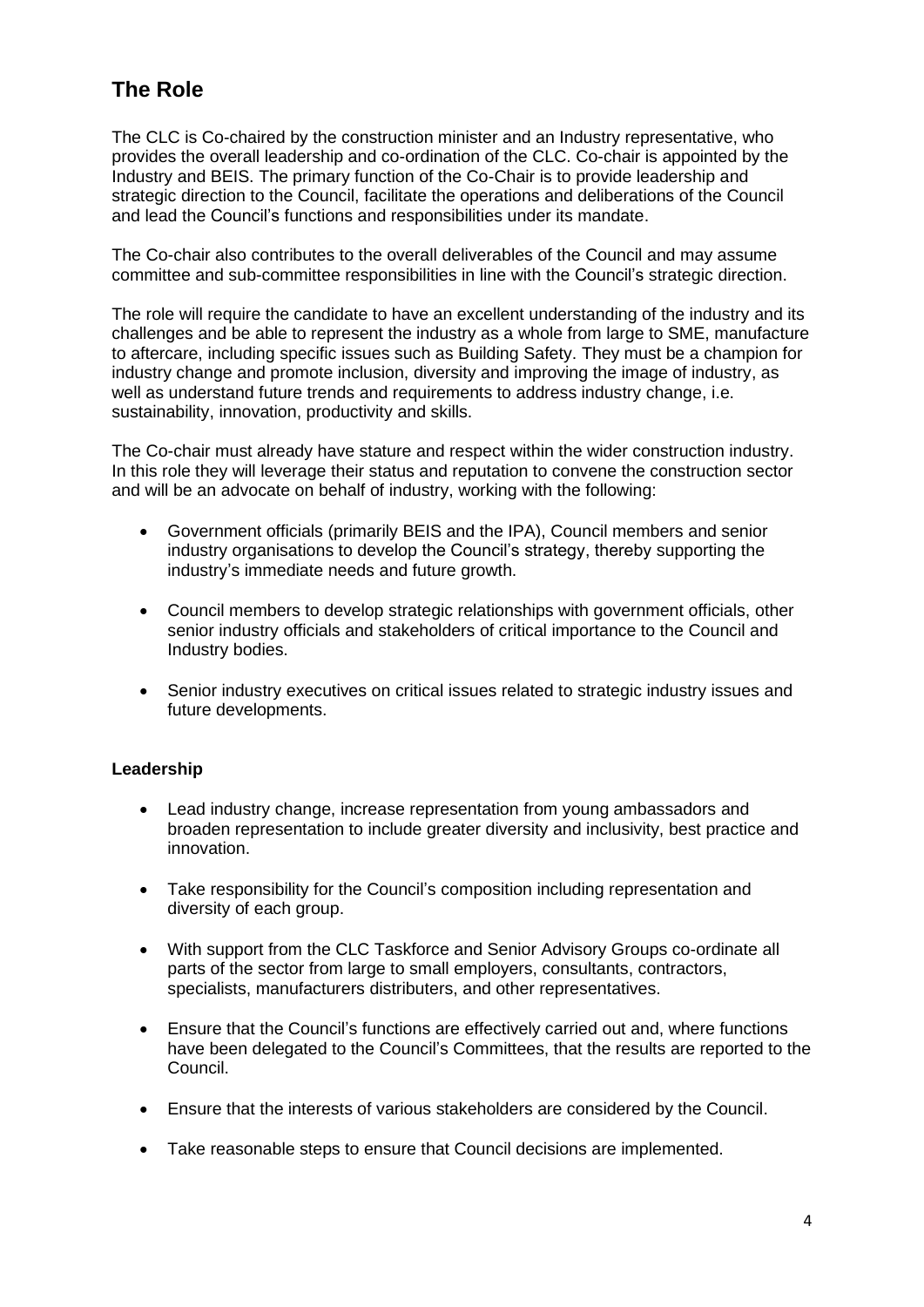## The Role

The CLC is Co-chaired by the construction minister and an Industry representative, who provides the overall leadership and co-ordination of the CLC. Co-chair is appointed by the Industry and BEIS. The primary function of the Co-Chair is to provide leadership and strategic direction to the Council, facilitate the operations and deliberations of the Council and lead the Council's functions and responsibilities under its mandate.

The Co-chair also contributes to the overall deliverables of the Council and may assume committee and sub-committee responsibilities in line with the Council's strategic direction.

The role will require the candidate to have an excellent understanding of the industry and its challenges and be able to represent the industry as a whole from large to SME, manufacture to aftercare, including specific issues such as Building Safety. They must be a champion for industry change and promote inclusion, diversity and improving the image of industry, as well as understand future trends and requirements to address industry change, i.e. sustainability, innovation, productivity and skills.

The Co-chair must already have stature and respect within the wider construction industry. In this role they will leverage their status and reputation to convene the construction sector and will be an advocate on behalf of industry, working with the following:

- Government officials (primarily BEIS and the IPA), Council members and senior industry organisations to develop the Council's strategy, thereby supporting the industry's immediate needs and future growth.
- Council members to develop strategic relationships with government officials, other senior industry officials and stakeholders of critical importance to the Council and Industry bodies.
- Senior industry executives on critical issues related to strategic industry issues and future developments.

**Leadership**

- Lead industry change, increase representation from young ambassadors and broaden representation to include greater diversity and inclusivity, best practice and innovation.
- Take responsibility for the Council's composition including representation and diversity of each group.
- With support from the CLC Taskforce and Senior Advisory Groups co-ordinate all parts of the sector from large to small employers, consultants, contractors, specialists, manufacturers distributers, and other representatives.
- Ensure that the Council's functions are effectively carried out and, where functions have been delegated to the Council's Committees, that the results are reported to the Council.
- Ensure that the interests of various stakeholders are considered by the Council.
- Take reasonable steps to ensure that Council decisions are implemented.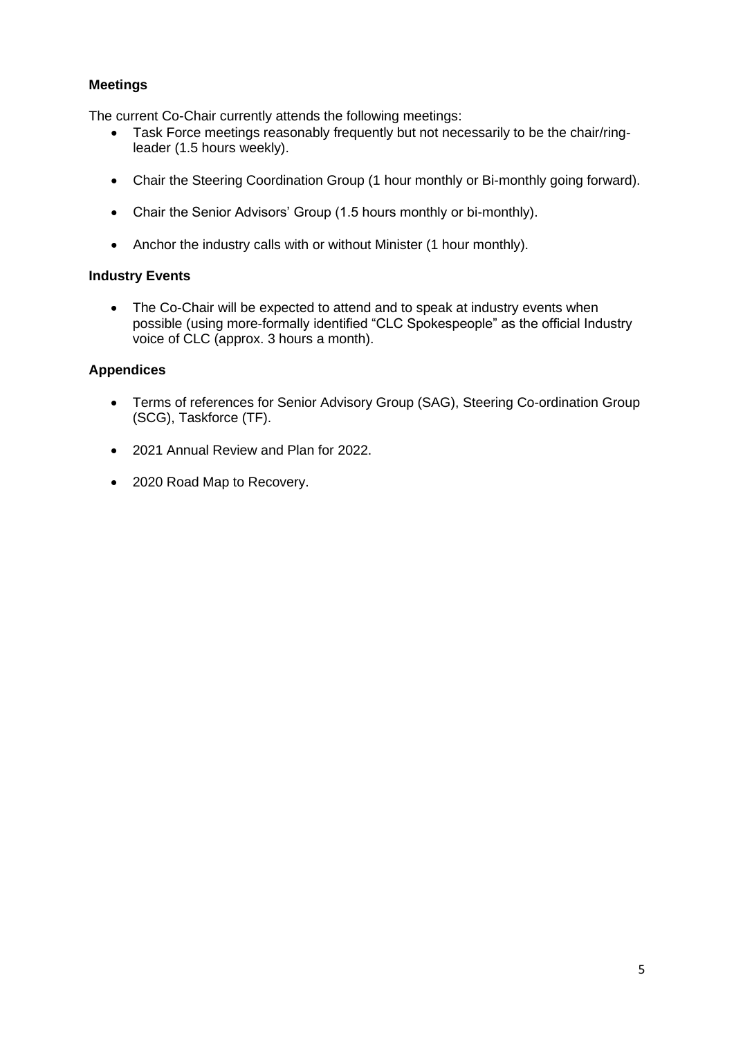### Meetings

The current Co-Chair currently attends the following meetings:

- Task Force meetings reasonably frequently but not necessarily to be the chair/ring-leader (1.5 hours weekly).
- Chair the Steering Coordination Group (1 hour monthly or Bi-monthly going forward).
- Chair the Senior Advisors' Group (1.5 hours monthly or bi-monthly).
- Anchor the industry calls with or without Minister (1 hour monthly).

### Industry Events

- The Co-Chair will be expected to attend and to speak at industry events when possible (using more-formally identified "CLC Spokespeople" as the official Industry voice of CLC (approx. 3 hours a month).

### Appendices

- Terms of references for Senior Advisory Group (SAG), Steering Co-ordination Group (SCG), Taskforce (TF).
- 2021 Annual Review and Plan for 2022.
- 2020 Road Map to Recovery.